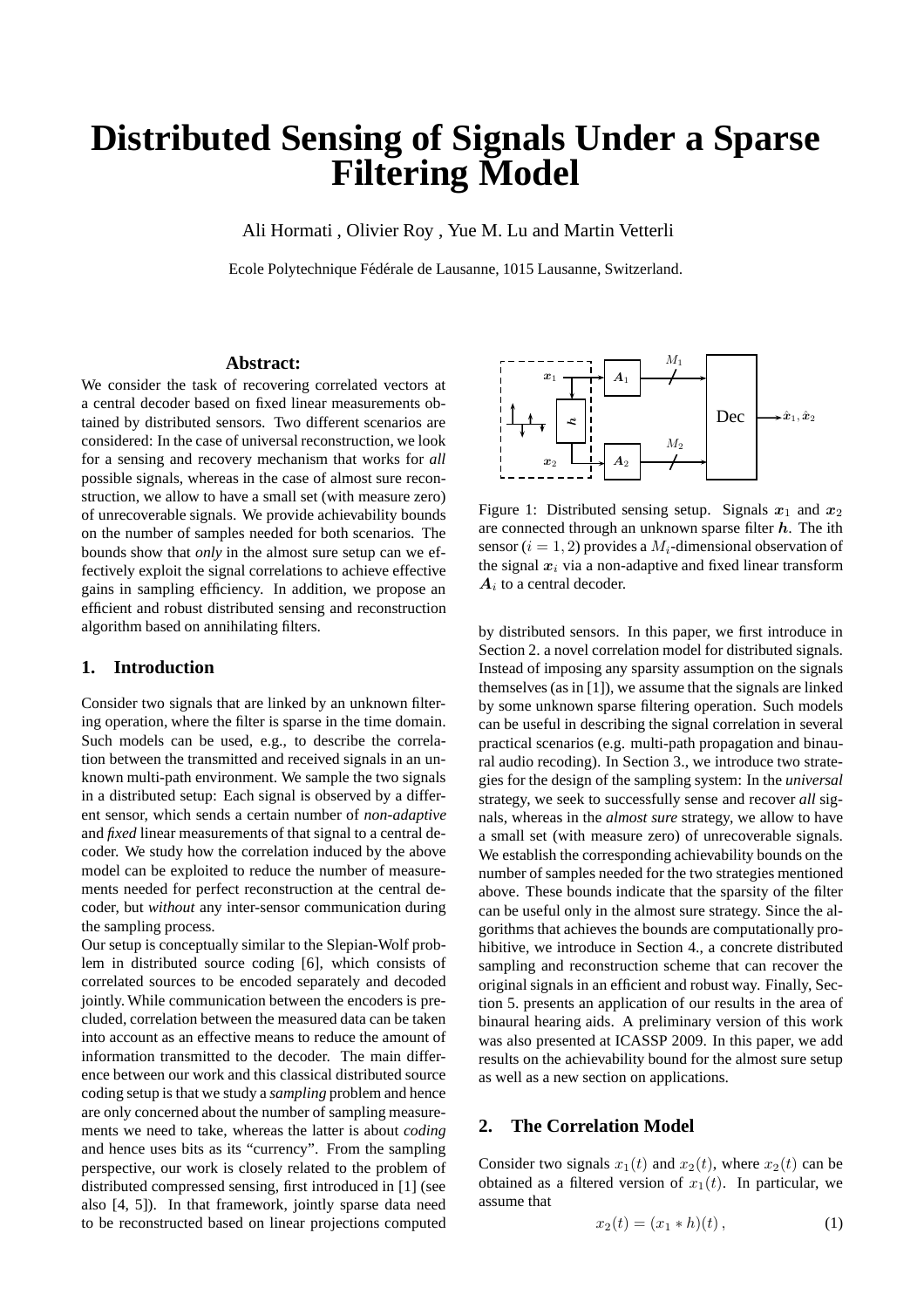# Distributed Sensing of Signals Under a Sparse Filtering Model

Ali Hormati , Olivier Roy , Yue M. Lu and Martin Vetterli

Ecole Polytechnique Fédérale de Lausanne, 1015 Lausanne, Switzerland.

**Abstract:**

We consider the task of recovering correlated vectors at a central decoder based on fixed linear measurements obtained by distributed sensors. Two different scenarios are considered: In the case of universal reconstruction, we look for a sensing and recovery mechanism that works for *all* possible signals, whereas in the case of almost sure reconstruction, we allow to have a small set (with measure zero) of unrecoverable signals. We provide achievability bounds on the number of samples needed for both scenarios. The bounds show that *only* in the almost sure setup can we effectively exploit the signal correlations to achieve effective gains in sampling efficiency. In addition, we propose an efficient and robust distributed sensing and reconstruction algorithm based on annihilating filters.

## 1. Introduction

Consider two signals that are linked by an unknown filtering operation, where the filter is sparse in the time domain. Such models can be used, e.g., to describe the correlation between the transmitted and received signals in an unknown multi-path environment. We sample the two signals in a distributed setup: Each signal is observed by a different sensor, which sends a certain number of *non-adaptive* and *fixed* linear measurements of that signal to a central decoder. We study how the correlation induced by the above model can be exploited to reduce the number of measurements needed for perfect reconstruction at the central decoder, but *without* any inter-sensor communication during the sampling process.

Our setup is conceptually similar to the Slepian-Wolf problem in distributed source coding [6], which consists of correlated sources to be encoded separately and decoded jointly. While communication between the encoders is precluded, correlation between the measured data can be taken into account as an effective means to reduce the amount of information transmitted to the decoder. The main difference between our work and this classical distributed source coding setup is that we study a *sampling* problem and hence are only concerned about the number of sampling measurements we need to take, whereas the latter is about *coding* and hence uses bits as its "currency". From the sampling perspective, our work is closely related to the problem of distributed compressed sensing, first introduced in [1] (see also [4, 5]). In that framework, jointly sparse data need to be reconstructed based on linear projections computed by distributed sensors. In this paper, we first introduce in Section 2. a novel correlation model for distributed signals. Instead of imposing any sparsity assumption on the signals themselves (as in [1]), we assume that the signals are linked by some unknown sparse filtering operation. Such models can be useful in describing the signal correlation in several practical scenarios (e.g. multi-path propagation and binaural audio recoding). In Section 3., we introduce two strategies for the design of the sampling system: In the *universal* strategy, we seek to successfully sense and recover *all* signals, whereas in the *almost sure* strategy, we allow to have a small set (with measure zero) of unrecoverable signals. We establish the corresponding achievability bounds on the number of samples needed for the two strategies mentioned above. These bounds indicate that the sparsity of the filter can be useful only in the almost sure strategy. Since the algorithms that achieves the bounds are computationally prohibitive, we introduce in Section 4., a concrete distributed sampling and reconstruction scheme that can recover the original signals in an efficient and robust way. Finally, Section 5. presents an application of our results in the area of binaural hearing aids. A preliminary version of this work was also presented at ICASSP 2009. In this paper, we add results on the achievability bound for the almost sure setup as well as a new section on applications.

Figure 1: Distributed sensing setup. Signals $\boldsymbol{x}_1$ and $\boldsymbol{x}_2$ are connected through an unknown sparse filter $\boldsymbol{h}$. The ith sensor ($i = 1, 2$) provides a $M_i$-dimensional observation of the signal $\boldsymbol{x}_i$ via a non-adaptive and fixed linear transform $\boldsymbol{A}_i$ to a central decoder.

## 2. The Correlation Model

Consider two signals $x_1(t)$ and $x_2(t)$, where $x_2(t)$ can be obtained as a filtered version of $x_1(t)$. In particular, we assume that

$$x_2(t) = (x_1 * h)(t)\,, \tag{1}$$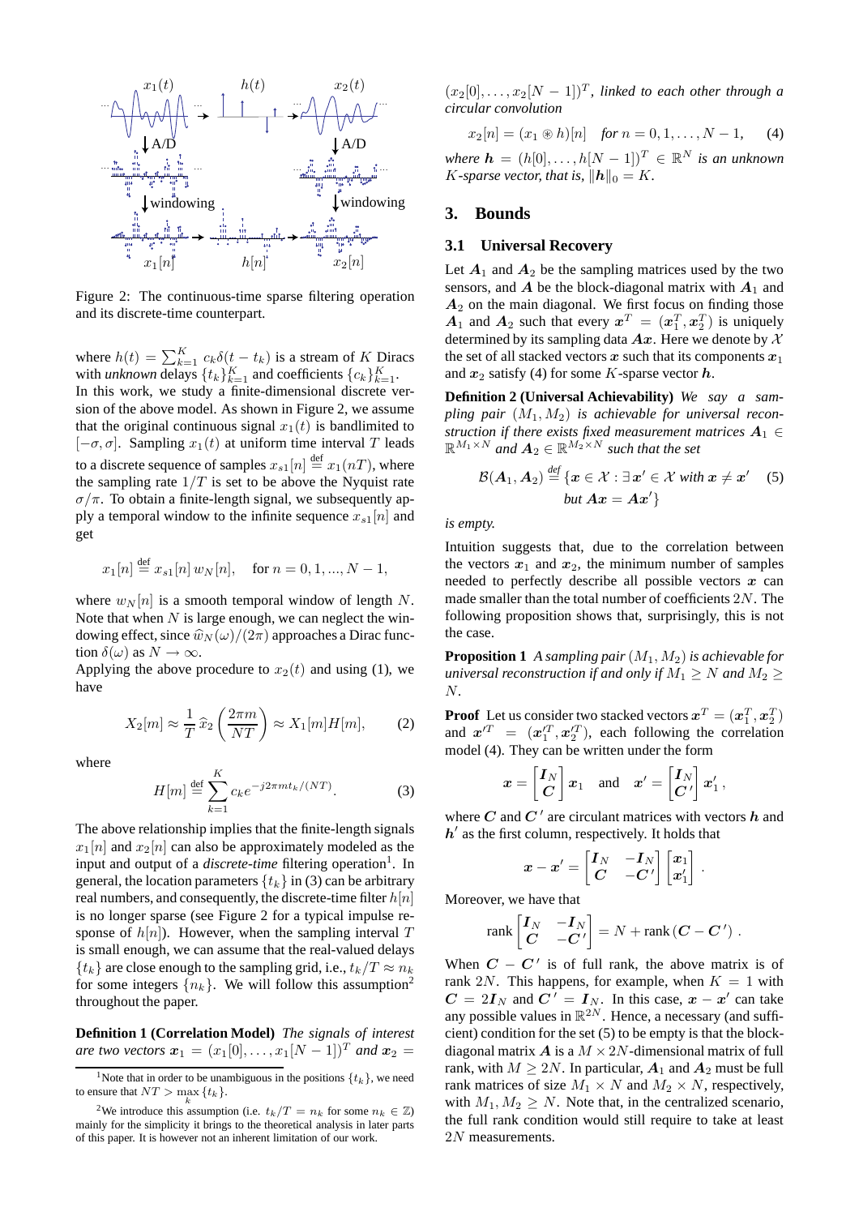Figure 2: The continuous-time sparse filtering operation and its discrete-time counterpart.

where $h(t) = \sum_{k=1}^{K} c_k \delta(t - t_k)$ is a stream of $K$ Diracs with *unknown* delays $\{t_k\}_{k=1}^{K}$ and coefficients $\{c_k\}_{k=1}^{K}$.

In this work, we study a finite-dimensional discrete version of the above model. As shown in Figure 2, we assume that the original continuous signal $x_1(t)$ is bandlimited to $[-\sigma, \sigma]$. Sampling $x_1(t)$ at uniform time interval $T$ leads to a discrete sequence of samples $x_{s1}[n] \stackrel{\text{def}}{=} x_1(nT)$, where the sampling rate $1/T$ is set to be above the Nyquist rate $\sigma/\pi$. To obtain a finite-length signal, we subsequently apply a temporal window to the infinite sequence $x_{s1}[n]$ and get

$$x_1[n] \stackrel{\text{def}}{=} x_{s1}[n]\, w_N[n], \quad \text{for } n = 0, 1, ..., N-1,$$

where $w_N[n]$ is a smooth temporal window of length $N$. Note that when $N$ is large enough, we can neglect the windowing effect, since $\widehat{w}_N(\omega)/(2\pi)$ approaches a Dirac function $\delta(\omega)$ as $N \to \infty$.

Applying the above procedure to $x_2(t)$ and using (1), we have

$$X_2[m] \approx \frac{1}{T}\,\widehat{x}_2\left(\frac{2\pi m}{NT}\right) \approx X_1[m]H[m], \qquad (2)$$

where

$$H[m] \stackrel{\text{def}}{=} \sum_{k=1}^{K} c_k e^{-j2\pi m t_k/(NT)}. \qquad (3)$$

The above relationship implies that the finite-length signals $x_1[n]$ and $x_2[n]$ can also be approximately modeled as the input and output of a *discrete-time* filtering operation[1]. In general, the location parameters $\{t_k\}$ in (3) can be arbitrary real numbers, and consequently, the discrete-time filter $h[n]$ is no longer sparse (see Figure 2 for a typical impulse response of $h[n]$). However, when the sampling interval $T$ is small enough, we can assume that the real-valued delays $\{t_k\}$ are close enough to the sampling grid, i.e., $t_k/T \approx n_k$ for some integers $\{n_k\}$. We will follow this assumption[2] throughout the paper.

**Definition 1 (Correlation Model)** *The signals of interest are two vectors $\boldsymbol{x}_1 = (x_1[0], \ldots, x_1[N-1])^T$ and $\boldsymbol{x}_2 = (x_2[0], \ldots, x_2[N-1])^T$, linked to each other through a circular convolution*

$$x_2[n] = (x_1 \circledast h)[n] \quad \textit{for } n = 0, 1, \ldots, N-1, \qquad (4)$$

*where $\boldsymbol{h} = (h[0], \ldots, h[N-1])^T \in \mathbb{R}^N$ is an unknown $K$-sparse vector, that is, $\|\boldsymbol{h}\|_0 = K$.*

[1] Note that in order to be unambiguous in the positions $\{t_k\}$, we need to ensure that $NT > \max_k \{t_k\}$.

[2] We introduce this assumption (i.e. $t_k/T = n_k$ for some $n_k \in \mathbb{Z}$) mainly for the simplicity it brings to the theoretical analysis in later parts of this paper. It is however not an inherent limitation of our work.

## 3. Bounds

### 3.1 Universal Recovery

Let $\boldsymbol{A}_1$ and $\boldsymbol{A}_2$ be the sampling matrices used by the two sensors, and $\boldsymbol{A}$ be the block-diagonal matrix with $\boldsymbol{A}_1$ and $\boldsymbol{A}_2$ on the main diagonal. We first focus on finding those $\boldsymbol{A}_1$ and $\boldsymbol{A}_2$ such that every $\boldsymbol{x}^T = (\boldsymbol{x}_1^T, \boldsymbol{x}_2^T)$ is uniquely determined by its sampling data $\boldsymbol{A}\boldsymbol{x}$. Here we denote by $\mathcal{X}$ the set of all stacked vectors $\boldsymbol{x}$ such that its components $\boldsymbol{x}_1$ and $\boldsymbol{x}_2$ satisfy (4) for some $K$-sparse vector $\boldsymbol{h}$.

**Definition 2 (Universal Achievability)** *We say a sampling pair $(M_1, M_2)$ is achievable for universal reconstruction if there exists fixed measurement matrices $\boldsymbol{A}_1 \in \mathbb{R}^{M_1 \times N}$ and $\boldsymbol{A}_2 \in \mathbb{R}^{M_2 \times N}$ such that the set*

$$\mathcal{B}(\boldsymbol{A}_1, \boldsymbol{A}_2) \stackrel{\text{def}}{=} \{\boldsymbol{x} \in \mathcal{X} : \exists\, \boldsymbol{x}' \in \mathcal{X} \text{ with } \boldsymbol{x} \neq \boldsymbol{x}' \quad (5)$$
$$\text{but } \boldsymbol{A}\boldsymbol{x} = \boldsymbol{A}\boldsymbol{x}'\}$$

*is empty.*

Intuition suggests that, due to the correlation between the vectors $\boldsymbol{x}_1$ and $\boldsymbol{x}_2$, the minimum number of samples needed to perfectly describe all possible vectors $\boldsymbol{x}$ can made smaller than the total number of coefficients $2N$. The following proposition shows that, surprisingly, this is not the case.

**Proposition 1** *A sampling pair $(M_1, M_2)$ is achievable for universal reconstruction if and only if $M_1 \geq N$ and $M_2 \geq N$.*

**Proof** Let us consider two stacked vectors $\boldsymbol{x}^T = (\boldsymbol{x}_1^T, \boldsymbol{x}_2^T)$ and $\boldsymbol{x}'^T = (\boldsymbol{x}_1'^T, \boldsymbol{x}_2'^T)$, each following the correlation model (4). They can be written under the form

$$\boldsymbol{x} = \begin{bmatrix} \boldsymbol{I}_N \\ \boldsymbol{C} \end{bmatrix} \boldsymbol{x}_1 \quad \text{and} \quad \boldsymbol{x}' = \begin{bmatrix} \boldsymbol{I}_N \\ \boldsymbol{C}' \end{bmatrix} \boldsymbol{x}_1',$$

where $\boldsymbol{C}$ and $\boldsymbol{C}'$ are circulant matrices with vectors $\boldsymbol{h}$ and $\boldsymbol{h}'$ as the first column, respectively. It holds that

$$\boldsymbol{x} - \boldsymbol{x}' = \begin{bmatrix} \boldsymbol{I}_N & -\boldsymbol{I}_N \\ \boldsymbol{C} & -\boldsymbol{C}' \end{bmatrix} \begin{bmatrix} \boldsymbol{x}_1 \\ \boldsymbol{x}_1' \end{bmatrix}.$$

Moreover, we have that

$$\text{rank} \begin{bmatrix} \boldsymbol{I}_N & -\boldsymbol{I}_N \\ \boldsymbol{C} & -\boldsymbol{C}' \end{bmatrix} = N + \text{rank}\,(\boldsymbol{C} - \boldsymbol{C}').$$

When $\boldsymbol{C} - \boldsymbol{C}'$ is of full rank, the above matrix is of rank $2N$. This happens, for example, when $K = 1$ with $\boldsymbol{C} = 2\boldsymbol{I}_N$ and $\boldsymbol{C}' = \boldsymbol{I}_N$. In this case, $\boldsymbol{x} - \boldsymbol{x}'$ can take any possible values in $\mathbb{R}^{2N}$. Hence, a necessary (and sufficient) condition for the set (5) to be empty is that the block-diagonal matrix $\boldsymbol{A}$ is a $M \times 2N$-dimensional matrix of full rank, with $M \geq 2N$. In particular, $\boldsymbol{A}_1$ and $\boldsymbol{A}_2$ must be full rank matrices of size $M_1 \times N$ and $M_2 \times N$, respectively, with $M_1, M_2 \geq N$. Note that, in the centralized scenario, the full rank condition would still require to take at least $2N$ measurements.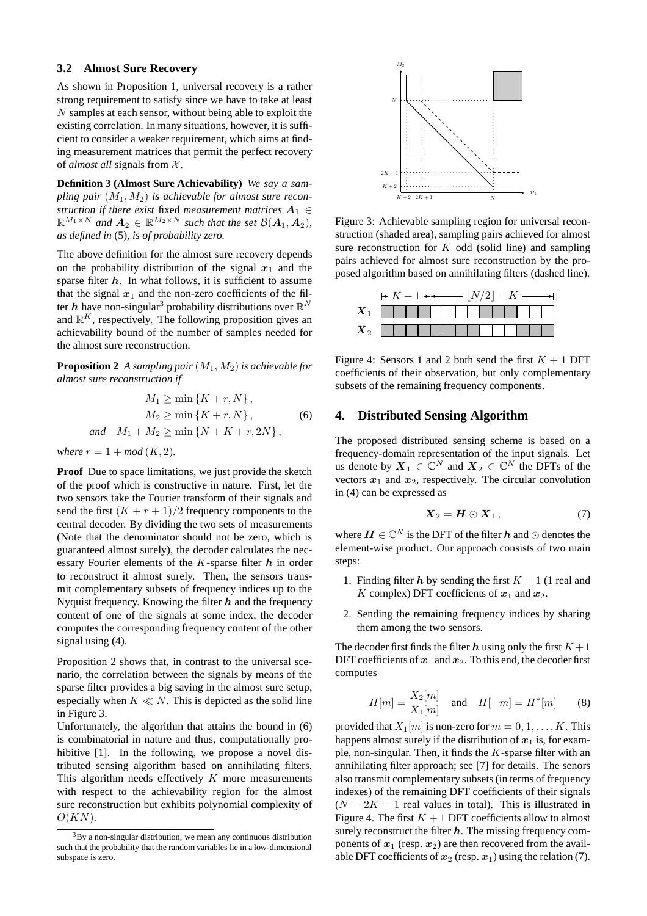### 3.2 Almost Sure Recovery

As shown in Proposition 1, universal recovery is a rather strong requirement to satisfy since we have to take at least $N$ samples at each sensor, without being able to exploit the existing correlation. In many situations, however, it is sufficient to consider a weaker requirement, which aims at finding measurement matrices that permit the perfect recovery of *almost all* signals from $\mathcal{X}$.

**Definition 3 (Almost Sure Achievability)** *We say a sampling pair* $(M_1, M_2)$ *is achievable for almost sure reconstruction if there exist* fixed *measurement matrices* $\boldsymbol{A}_1 \in \mathbb{R}^{M_1 \times N}$ *and* $\boldsymbol{A}_2 \in \mathbb{R}^{M_2 \times N}$ *such that the set* $\mathcal{B}(\boldsymbol{A}_1, \boldsymbol{A}_2)$*, as defined in* (5)*, is of probability zero.*

The above definition for the almost sure recovery depends on the probability distribution of the signal $\boldsymbol{x}_1$ and the sparse filter $\boldsymbol{h}$. In what follows, it is sufficient to assume that the signal $\boldsymbol{x}_1$ and the non-zero coefficients of the filter $\boldsymbol{h}$ have non-singular[3] probability distributions over $\mathbb{R}^N$ and $\mathbb{R}^K$, respectively. The following proposition gives an achievability bound of the number of samples needed for the almost sure reconstruction.

**Proposition 2** *A sampling pair* $(M_1, M_2)$ *is achievable for almost sure reconstruction if*

$$
\begin{aligned}
M_1 &\geq \min\{K + r, N\}, \\
M_2 &\geq \min\{K + r, N\}, \\
\textit{and} \quad M_1 + M_2 &\geq \min\{N + K + r, 2N\},
\end{aligned}
\tag{6}
$$

*where* $r = 1 + \textit{mod}\,(K, 2)$.

**Proof** Due to space limitations, we just provide the sketch of the proof which is constructive in nature. First, let the two sensors take the Fourier transform of their signals and send the first $(K + r + 1)/2$ frequency components to the central decoder. By dividing the two sets of measurements (Note that the denominator should not be zero, which is guaranteed almost surely), the decoder calculates the necessary Fourier elements of the $K$-sparse filter $\boldsymbol{h}$ in order to reconstruct it almost surely. Then, the sensors transmit complementary subsets of frequency indices up to the Nyquist frequency. Knowing the filter $\boldsymbol{h}$ and the frequency content of one of the signals at some index, the decoder computes the corresponding frequency content of the other signal using (4).

Proposition 2 shows that, in contrast to the universal scenario, the correlation between the signals by means of the sparse filter provides a big saving in the almost sure setup, especially when $K \ll N$. This is depicted as the solid line in Figure 3.

Unfortunately, the algorithm that attains the bound in (6) is combinatorial in nature and thus, computationally prohibitive [1]. In the following, we propose a novel distributed sensing algorithm based on annihilating filters. This algorithm needs effectively $K$ more measurements with respect to the achievability region for the almost sure reconstruction but exhibits polynomial complexity of $O(KN)$.

[3] By a non-singular distribution, we mean any continuous distribution such that the probability that the random variables lie in a low-dimensional subspace is zero.

Figure 3: Achievable sampling region for universal reconstruction (shaded area), sampling pairs achieved for almost sure reconstruction for $K$ odd (solid line) and sampling pairs achieved for almost sure reconstruction by the proposed algorithm based on annihilating filters (dashed line).

Figure 4: Sensors 1 and 2 both send the first $K + 1$ DFT coefficients of their observation, but only complementary subsets of the remaining frequency components.

## 4. Distributed Sensing Algorithm

The proposed distributed sensing scheme is based on a frequency-domain representation of the input signals. Let us denote by $\boldsymbol{X}_1 \in \mathbb{C}^N$ and $\boldsymbol{X}_2 \in \mathbb{C}^N$ the DFTs of the vectors $\boldsymbol{x}_1$ and $\boldsymbol{x}_2$, respectively. The circular convolution in (4) can be expressed as

$$
\boldsymbol{X}_2 = \boldsymbol{H} \odot \boldsymbol{X}_1, \tag{7}
$$

where $\boldsymbol{H} \in \mathbb{C}^N$ is the DFT of the filter $\boldsymbol{h}$ and $\odot$ denotes the element-wise product. Our approach consists of two main steps:

1. Finding filter $\boldsymbol{h}$ by sending the first $K + 1$ (1 real and $K$ complex) DFT coefficients of $\boldsymbol{x}_1$ and $\boldsymbol{x}_2$.
2. Sending the remaining frequency indices by sharing them among the two sensors.

The decoder first finds the filter $\boldsymbol{h}$ using only the first $K+1$ DFT coefficients of $\boldsymbol{x}_1$ and $\boldsymbol{x}_2$. To this end, the decoder first computes

$$
H[m] = \frac{X_2[m]}{X_1[m]} \quad \text{and} \quad H[-m] = H^*[m] \tag{8}
$$

provided that $X_1[m]$ is non-zero for $m = 0, 1, \ldots, K$. This happens almost surely if the distribution of $\boldsymbol{x}_1$ is, for example, non-singular. Then, it finds the $K$-sparse filter with an annihilating filter approach; see [7] for details. The senors also transmit complementary subsets (in terms of frequency indexes) of the remaining DFT coefficients of their signals ($N - 2K - 1$ real values in total). This is illustrated in Figure 4. The first $K + 1$ DFT coefficients allow to almost surely reconstruct the filter $\boldsymbol{h}$. The missing frequency components of $\boldsymbol{x}_1$ (resp. $\boldsymbol{x}_2$) are then recovered from the available DFT coefficients of $\boldsymbol{x}_2$ (resp. $\boldsymbol{x}_1$) using the relation (7).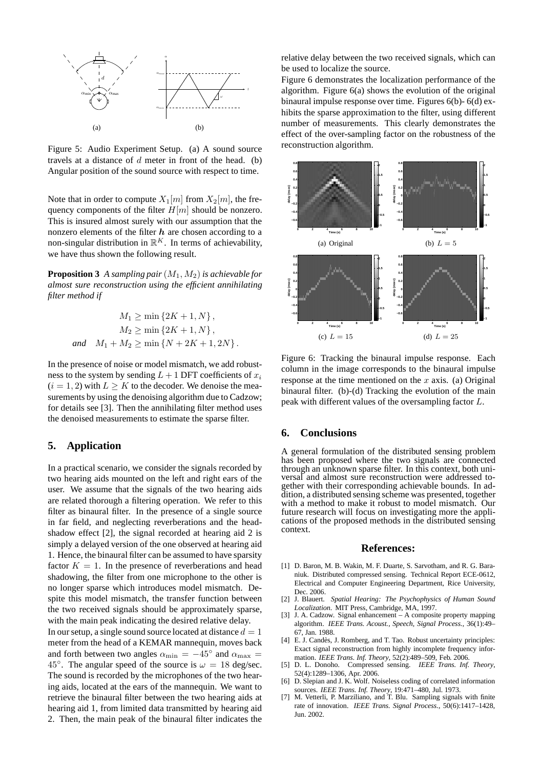(a)

(b)

Figure 5: Audio Experiment Setup. (a) A sound source travels at a distance of $d$ meter in front of the head. (b) Angular position of the sound source with respect to time.

Note that in order to compute $X_1[m]$ from $X_2[m]$, the frequency components of the filter $H[m]$ should be nonzero. This is insured almost surely with our assumption that the nonzero elements of the filter $\boldsymbol{h}$ are chosen according to a non-singular distribution in $\mathbb{R}^K$. In terms of achievability, we have thus shown the following result.

**Proposition 3** *A sampling pair $(M_1, M_2)$ is achievable for almost sure reconstruction using the efficient annihilating filter method if*

$$
\begin{aligned}
M_1 &\geq \min\{2K+1, N\}, \\
M_2 &\geq \min\{2K+1, N\}, \\
\textit{and} \quad M_1 + M_2 &\geq \min\{N + 2K + 1, 2N\}.
\end{aligned}
$$

In the presence of noise or model mismatch, we add robustness to the system by sending $L+1$ DFT coefficients of $x_i$ ($i = 1, 2$) with $L \geq K$ to the decoder. We denoise the measurements by using the denoising algorithm due to Cadzow; for details see [3]. Then the annihilating filter method uses the denoised measurements to estimate the sparse filter.

## 5. Application

In a practical scenario, we consider the signals recorded by two hearing aids mounted on the left and right ears of the user. We assume that the signals of the two hearing aids are related thorough a filtering operation. We refer to this filter as binaural filter. In the presence of a single source in far field, and neglecting reverberations and the head-shadow effect [2], the signal recorded at hearing aid 2 is simply a delayed version of the one observed at hearing aid 1. Hence, the binaural filter can be assumed to have sparsity factor $K = 1$. In the presence of reverberations and head shadowing, the filter from one microphone to the other is no longer sparse which introduces model mismatch. Despite this model mismatch, the transfer function between the two received signals should be approximately sparse, with the main peak indicating the desired relative delay.

In our setup, a single sound source located at distance $d = 1$ meter from the head of a KEMAR mannequin, moves back and forth between two angles $\alpha_{\min} = -45^\circ$ and $\alpha_{\max} = 45^\circ$. The angular speed of the source is $\omega = 18$ deg/sec. The sound is recorded by the microphones of the two hearing aids, located at the ears of the mannequin. We want to retrieve the binaural filter between the two hearing aids at hearing aid 1, from limited data transmitted by hearing aid 2. Then, the main peak of the binaural filter indicates the relative delay between the two received signals, which can be used to localize the source.

Figure 6 demonstrates the localization performance of the algorithm. Figure 6(a) shows the evolution of the original binaural impulse response over time. Figures 6(b)- 6(d) exhibits the sparse approximation to the filter, using different number of measurements. This clearly demonstrates the effect of the over-sampling factor on the robustness of the reconstruction algorithm.

(a) Original

(b) $L = 5$

(c) $L = 15$

(d) $L = 25$

Figure 6: Tracking the binaural impulse response. Each column in the image corresponds to the binaural impulse response at the time mentioned on the $x$ axis. (a) Original binaural filter. (b)-(d) Tracking the evolution of the main peak with different values of the oversampling factor $L$.

## 6. Conclusions

A general formulation of the distributed sensing problem has been proposed where the two signals are connected through an unknown sparse filter. In this context, both universal and almost sure reconstruction were addressed together with their corresponding achievable bounds. In addition, a distributed sensing scheme was presented, together with a method to make it robust to model mismatch. Our future research will focus on investigating more the applications of the proposed methods in the distributed sensing context.

## References:

[1] D. Baron, M. B. Wakin, M. F. Duarte, S. Sarvotham, and R. G. Baraniuk. Distributed compressed sensing. Technical Report ECE-0612, Electrical and Computer Engineering Department, Rice University, Dec. 2006.

[2] J. Blauert. *Spatial Hearing: The Psychophysics of Human Sound Localization.* MIT Press, Cambridge, MA, 1997.

[3] J. A. Cadzow. Signal enhancement – A composite property mapping algorithm. *IEEE Trans. Acoust., Speech, Signal Process.*, 36(1):49–67, Jan. 1988.

[4] E. J. Candès, J. Romberg, and T. Tao. Robust uncertainty principles: Exact signal reconstruction from highly incomplete frequency information. *IEEE Trans. Inf. Theory*, 52(2):489–509, Feb. 2006.

[5] D. L. Donoho. Compressed sensing. *IEEE Trans. Inf. Theory*, 52(4):1289–1306, Apr. 2006.

[6] D. Slepian and J. K. Wolf. Noiseless coding of correlated information sources. *IEEE Trans. Inf. Theory*, 19:471–480, Jul. 1973.

[7] M. Vetterli, P. Marziliano, and T. Blu. Sampling signals with finite rate of innovation. *IEEE Trans. Signal Process.*, 50(6):1417–1428, Jun. 2002.